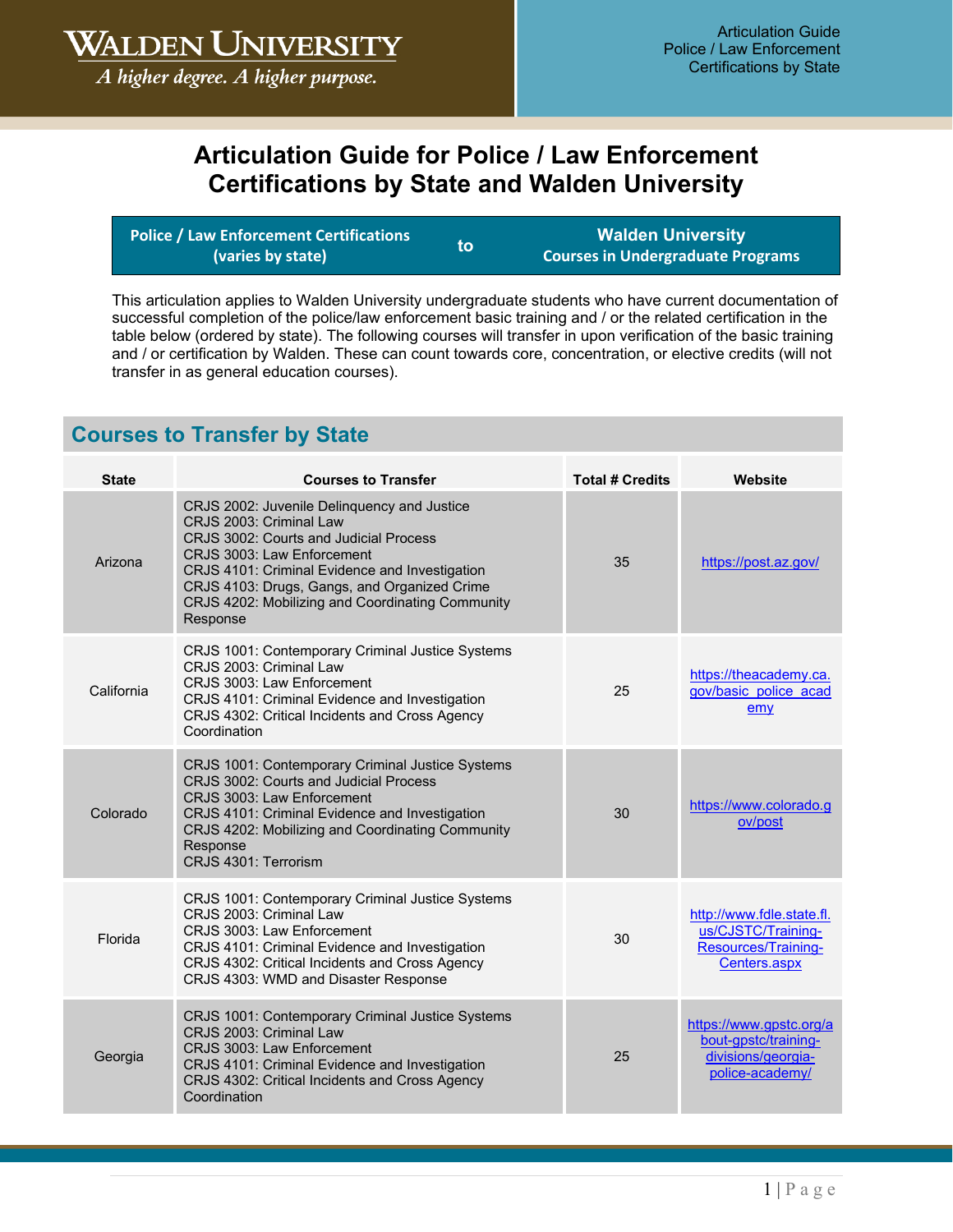# Articulation Guide for Police / Law Enforcement Certifications by State and Walden University

| Police / Law Enforcement Certifications (varies by state) | to | Walden University Courses in Undergraduate Programs |
|---|---|---|

This articulation applies to Walden University undergraduate students who have current documentation of successful completion of the police/law enforcement basic training and / or the related certification in the table below (ordered by state). The following courses will transfer in upon verification of the basic training and / or certification by Walden. These can count towards core, concentration, or elective credits (will not transfer in as general education courses).

## Courses to Transfer by State

| State | Courses to Transfer | Total # Credits | Website |
|---|---|---|---|
| Arizona | CRJS 2002: Juvenile Delinquency and Justice<br>CRJS 2003: Criminal Law<br>CRJS 3002: Courts and Judicial Process<br>CRJS 3003: Law Enforcement<br>CRJS 4101: Criminal Evidence and Investigation<br>CRJS 4103: Drugs, Gangs, and Organized Crime<br>CRJS 4202: Mobilizing and Coordinating Community Response | 35 | https://post.az.gov/ |
| California | CRJS 1001: Contemporary Criminal Justice Systems<br>CRJS 2003: Criminal Law<br>CRJS 3003: Law Enforcement<br>CRJS 4101: Criminal Evidence and Investigation<br>CRJS 4302: Critical Incidents and Cross Agency Coordination | 25 | https://theacademy.ca.gov/basic_police_academy |
| Colorado | CRJS 1001: Contemporary Criminal Justice Systems<br>CRJS 3002: Courts and Judicial Process<br>CRJS 3003: Law Enforcement<br>CRJS 4101: Criminal Evidence and Investigation<br>CRJS 4202: Mobilizing and Coordinating Community Response<br>CRJS 4301: Terrorism | 30 | https://www.colorado.gov/post |
| Florida | CRJS 1001: Contemporary Criminal Justice Systems<br>CRJS 2003: Criminal Law<br>CRJS 3003: Law Enforcement<br>CRJS 4101: Criminal Evidence and Investigation<br>CRJS 4302: Critical Incidents and Cross Agency<br>CRJS 4303: WMD and Disaster Response | 30 | http://www.fdle.state.fl.us/CJSTC/Training-Resources/Training-Centers.aspx |
| Georgia | CRJS 1001: Contemporary Criminal Justice Systems<br>CRJS 2003: Criminal Law<br>CRJS 3003: Law Enforcement<br>CRJS 4101: Criminal Evidence and Investigation<br>CRJS 4302: Critical Incidents and Cross Agency Coordination | 25 | https://www.gpstc.org/about-gpstc/training-divisions/georgia-police-academy/ |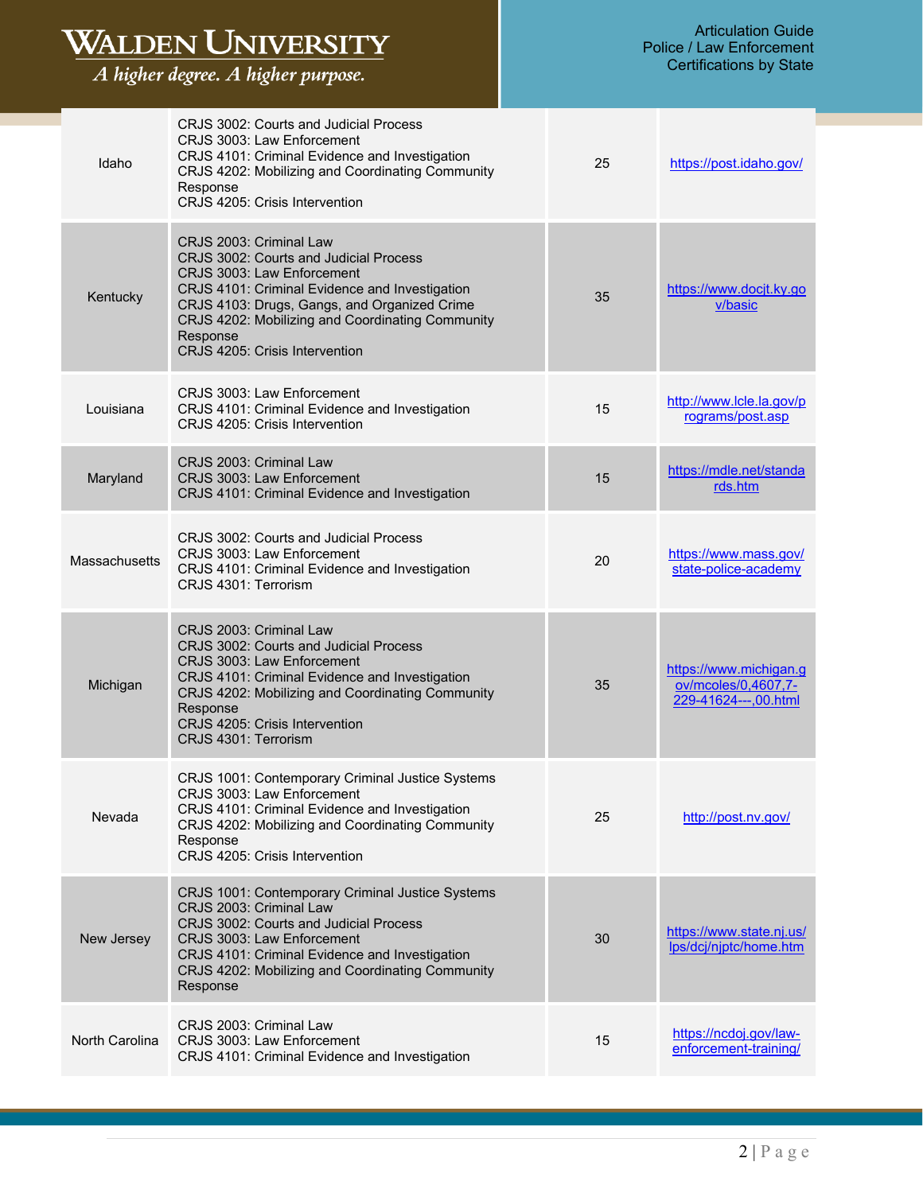| | | | |
|---|---|---|---|
| Idaho | CRJS 3002: Courts and Judicial Process<br>CRJS 3003: Law Enforcement<br>CRJS 4101: Criminal Evidence and Investigation<br>CRJS 4202: Mobilizing and Coordinating Community Response<br>CRJS 4205: Crisis Intervention | 25 | https://post.idaho.gov/ |
| Kentucky | CRJS 2003: Criminal Law<br>CRJS 3002: Courts and Judicial Process<br>CRJS 3003: Law Enforcement<br>CRJS 4101: Criminal Evidence and Investigation<br>CRJS 4103: Drugs, Gangs, and Organized Crime<br>CRJS 4202: Mobilizing and Coordinating Community Response<br>CRJS 4205: Crisis Intervention | 35 | https://www.docjt.ky.gov/basic |
| Louisiana | CRJS 3003: Law Enforcement<br>CRJS 4101: Criminal Evidence and Investigation<br>CRJS 4205: Crisis Intervention | 15 | http://www.lcle.la.gov/programs/post.asp |
| Maryland | CRJS 2003: Criminal Law<br>CRJS 3003: Law Enforcement<br>CRJS 4101: Criminal Evidence and Investigation | 15 | https://mdle.net/standards.htm |
| Massachusetts | CRJS 3002: Courts and Judicial Process<br>CRJS 3003: Law Enforcement<br>CRJS 4101: Criminal Evidence and Investigation<br>CRJS 4301: Terrorism | 20 | https://www.mass.gov/state-police-academy |
| Michigan | CRJS 2003: Criminal Law<br>CRJS 3002: Courts and Judicial Process<br>CRJS 3003: Law Enforcement<br>CRJS 4101: Criminal Evidence and Investigation<br>CRJS 4202: Mobilizing and Coordinating Community Response<br>CRJS 4205: Crisis Intervention<br>CRJS 4301: Terrorism | 35 | https://www.michigan.gov/mcoles/0,4607,7-229-41624---,00.html |
| Nevada | CRJS 1001: Contemporary Criminal Justice Systems<br>CRJS 3003: Law Enforcement<br>CRJS 4101: Criminal Evidence and Investigation<br>CRJS 4202: Mobilizing and Coordinating Community Response<br>CRJS 4205: Crisis Intervention | 25 | http://post.nv.gov/ |
| New Jersey | CRJS 1001: Contemporary Criminal Justice Systems<br>CRJS 2003: Criminal Law<br>CRJS 3002: Courts and Judicial Process<br>CRJS 3003: Law Enforcement<br>CRJS 4101: Criminal Evidence and Investigation<br>CRJS 4202: Mobilizing and Coordinating Community Response | 30 | https://www.state.nj.us/lps/dcj/njptc/home.htm |
| North Carolina | CRJS 2003: Criminal Law<br>CRJS 3003: Law Enforcement<br>CRJS 4101: Criminal Evidence and Investigation | 15 | https://ncdoj.gov/law-enforcement-training/ |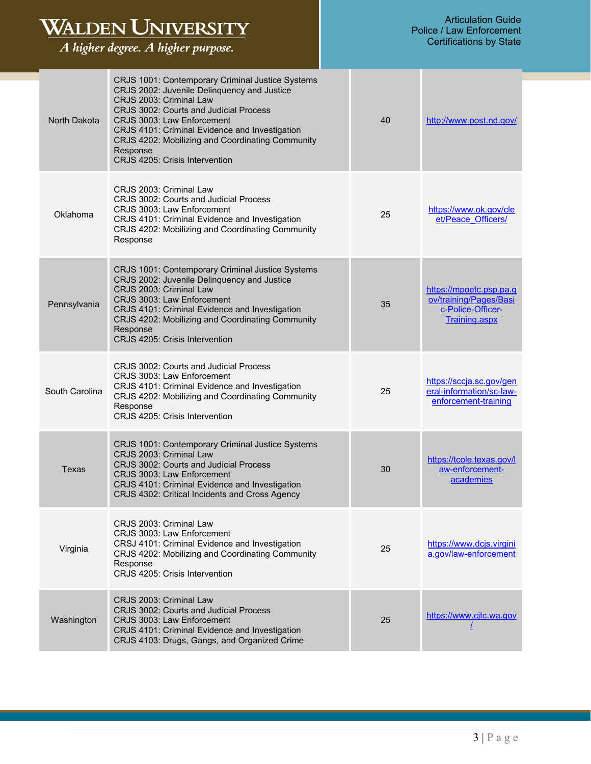| | | | |
|---|---|---|---|
| North Dakota | CRJS 1001: Contemporary Criminal Justice Systems<br>CRJS 2002: Juvenile Delinquency and Justice<br>CRJS 2003: Criminal Law<br>CRJS 3002: Courts and Judicial Process<br>CRJS 3003: Law Enforcement<br>CRJS 4101: Criminal Evidence and Investigation<br>CRJS 4202: Mobilizing and Coordinating Community Response<br>CRJS 4205: Crisis Intervention | 40 | http://www.post.nd.gov/ |
| Oklahoma | CRJS 2003: Criminal Law<br>CRJS 3002: Courts and Judicial Process<br>CRJS 3003: Law Enforcement<br>CRJS 4101: Criminal Evidence and Investigation<br>CRJS 4202: Mobilizing and Coordinating Community Response | 25 | https://www.ok.gov/cleet/Peace_Officers/ |
| Pennsylvania | CRJS 1001: Contemporary Criminal Justice Systems<br>CRJS 2002: Juvenile Delinquency and Justice<br>CRJS 2003: Criminal Law<br>CRJS 3003: Law Enforcement<br>CRJS 4101: Criminal Evidence and Investigation<br>CRJS 4202: Mobilizing and Coordinating Community Response<br>CRJS 4205: Crisis Intervention | 35 | https://mpoetc.psp.pa.gov/training/Pages/Basic-Police-Officer-Training.aspx |
| South Carolina | CRJS 3002: Courts and Judicial Process<br>CRJS 3003: Law Enforcement<br>CRJS 4101: Criminal Evidence and Investigation<br>CRJS 4202: Mobilizing and Coordinating Community Response<br>CRJS 4205: Crisis Intervention | 25 | https://sccja.sc.gov/general-information/sc-law-enforcement-training |
| Texas | CRJS 1001: Contemporary Criminal Justice Systems<br>CRJS 2003: Criminal Law<br>CRJS 3002: Courts and Judicial Process<br>CRJS 3003: Law Enforcement<br>CRJS 4101: Criminal Evidence and Investigation<br>CRJS 4302: Critical Incidents and Cross Agency | 30 | https://tcole.texas.gov/law-enforcement-academies |
| Virginia | CRJS 2003: Criminal Law<br>CRJS 3003: Law Enforcement<br>CRSJ 4101: Criminal Evidence and Investigation<br>CRJS 4202: Mobilizing and Coordinating Community Response<br>CRJS 4205: Crisis Intervention | 25 | https://www.dcjs.virginia.gov/law-enforcement |
| Washington | CRJS 2003: Criminal Law<br>CRJS 3002: Courts and Judicial Process<br>CRJS 3003: Law Enforcement<br>CRJS 4101: Criminal Evidence and Investigation<br>CRJS 4103: Drugs, Gangs, and Organized Crime | 25 | https://www.cjtc.wa.gov/ |